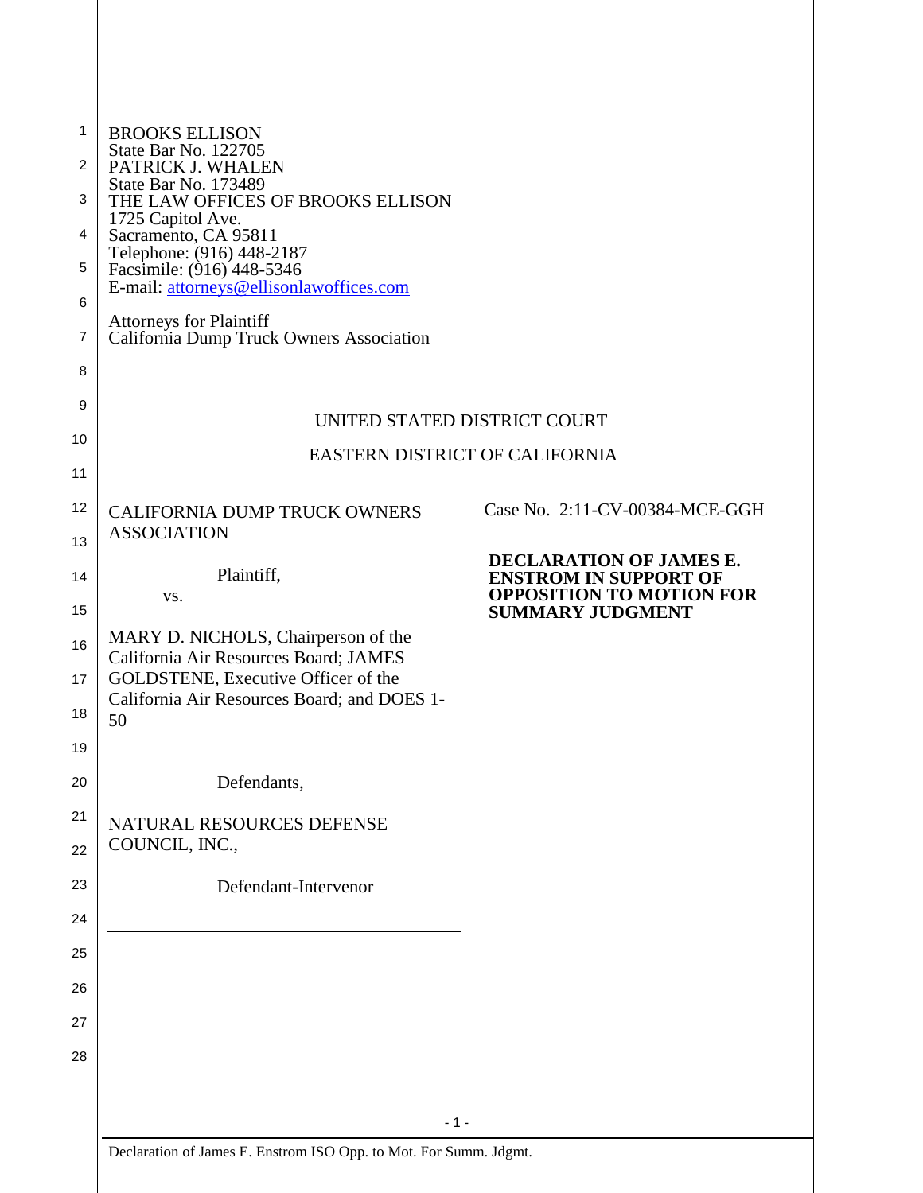BROOKS ELLISON
State Bar No. 122705
PATRICK J. WHALEN
State Bar No. 173489
THE LAW OFFICES OF BROOKS ELLISON
1725 Capitol Ave.
Sacramento, CA 95811
Telephone: (916) 448-2187
Facsimile: (916) 448-5346
E-mail: attorneys@ellisonlawoffices.com

Attorneys for Plaintiff
California Dump Truck Owners Association

UNITED STATED DISTRICT COURT

EASTERN DISTRICT OF CALIFORNIA

| | |
|---|---|
| CALIFORNIA DUMP TRUCK OWNERS ASSOCIATION<br><br>Plaintiff,<br><br>vs.<br><br>MARY D. NICHOLS, Chairperson of the California Air Resources Board; JAMES GOLDSTENE, Executive Officer of the California Air Resources Board; and DOES 1-50<br><br>Defendants,<br><br>NATURAL RESOURCES DEFENSE COUNCIL, INC.,<br><br>Defendant-Intervenor | Case No. 2:11-CV-00384-MCE-GGH<br><br>**DECLARATION OF JAMES E. ENSTROM IN SUPPORT OF OPPOSITION TO MOTION FOR SUMMARY JUDGMENT** |

Declaration of James E. Enstrom ISO Opp. to Mot. For Summ. Jdgmt.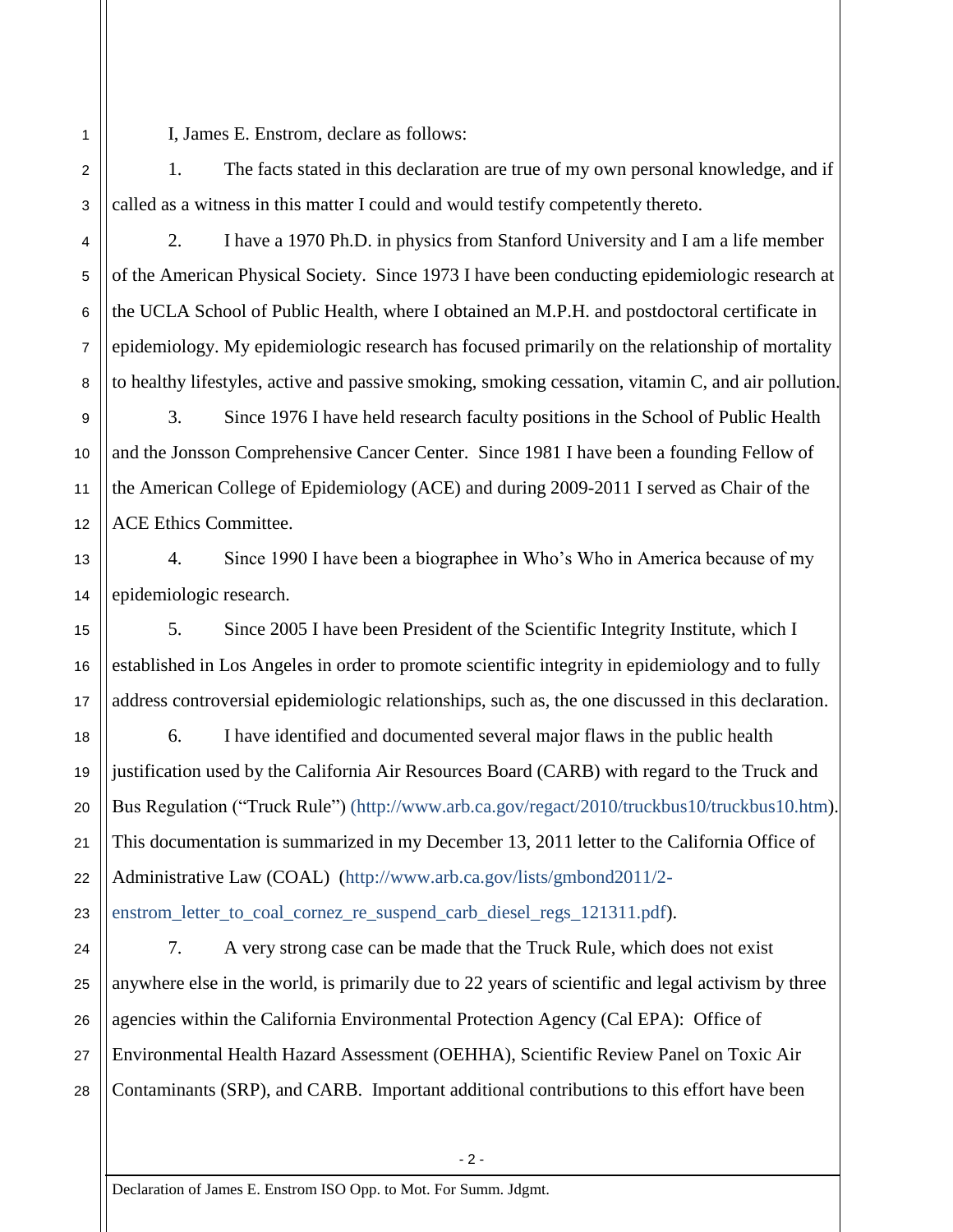I, James E. Enstrom, declare as follows:

1. The facts stated in this declaration are true of my own personal knowledge, and if called as a witness in this matter I could and would testify competently thereto.

2. I have a 1970 Ph.D. in physics from Stanford University and I am a life member of the American Physical Society. Since 1973 I have been conducting epidemiologic research at the UCLA School of Public Health, where I obtained an M.P.H. and postdoctoral certificate in epidemiology. My epidemiologic research has focused primarily on the relationship of mortality to healthy lifestyles, active and passive smoking, smoking cessation, vitamin C, and air pollution.

3. Since 1976 I have held research faculty positions in the School of Public Health and the Jonsson Comprehensive Cancer Center. Since 1981 I have been a founding Fellow of the American College of Epidemiology (ACE) and during 2009-2011 I served as Chair of the ACE Ethics Committee.

4. Since 1990 I have been a biographee in Who's Who in America because of my epidemiologic research.

5. Since 2005 I have been President of the Scientific Integrity Institute, which I established in Los Angeles in order to promote scientific integrity in epidemiology and to fully address controversial epidemiologic relationships, such as, the one discussed in this declaration.

6. I have identified and documented several major flaws in the public health justification used by the California Air Resources Board (CARB) with regard to the Truck and Bus Regulation ("Truck Rule") (http://www.arb.ca.gov/regact/2010/truckbus10/truckbus10.htm). This documentation is summarized in my December 13, 2011 letter to the California Office of Administrative Law (COAL) (http://www.arb.ca.gov/lists/gmbond2011/2-enstrom_letter_to_coal_cornez_re_suspend_carb_diesel_regs_121311.pdf).

7. A very strong case can be made that the Truck Rule, which does not exist anywhere else in the world, is primarily due to 22 years of scientific and legal activism by three agencies within the California Environmental Protection Agency (Cal EPA): Office of Environmental Health Hazard Assessment (OEHHA), Scientific Review Panel on Toxic Air Contaminants (SRP), and CARB. Important additional contributions to this effort have been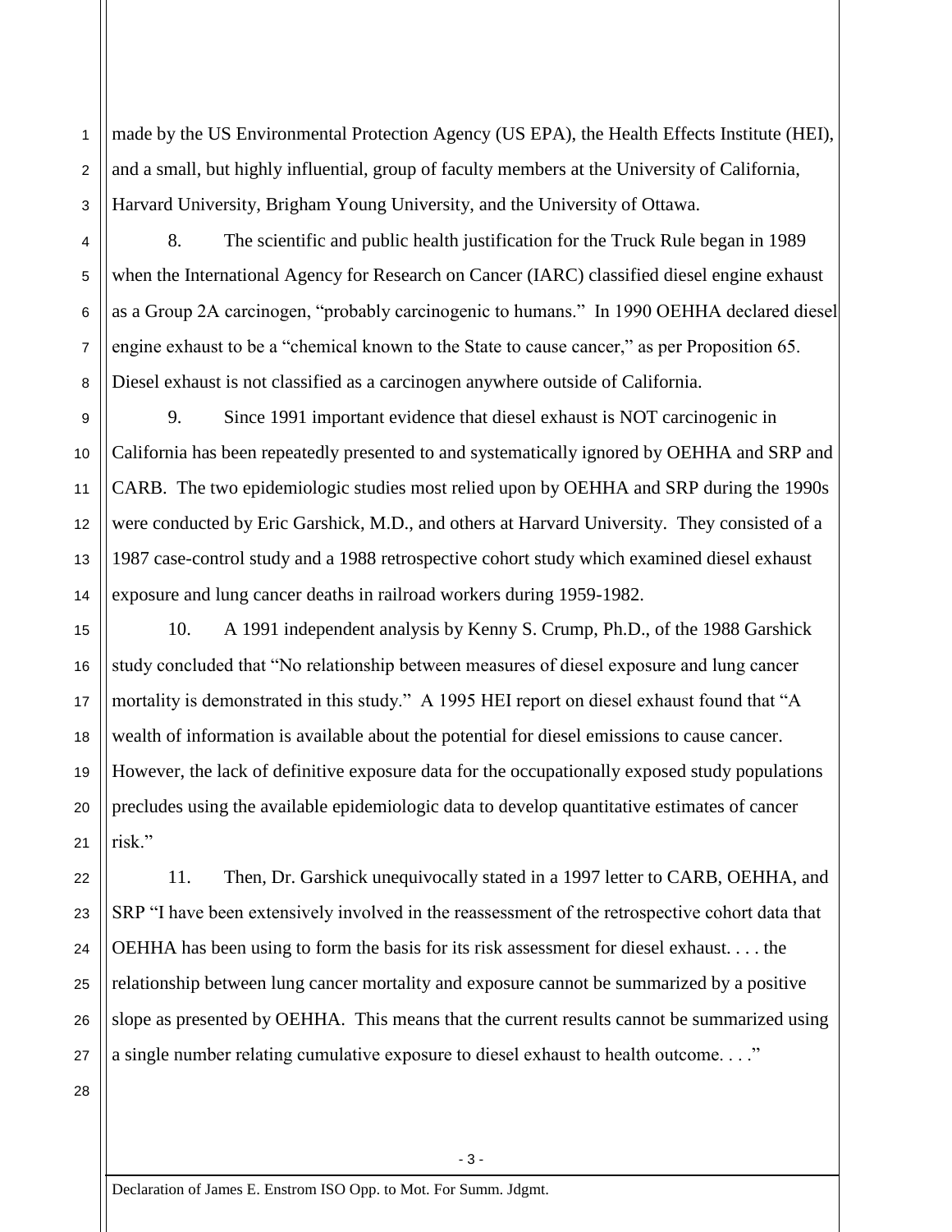made by the US Environmental Protection Agency (US EPA), the Health Effects Institute (HEI), and a small, but highly influential, group of faculty members at the University of California, Harvard University, Brigham Young University, and the University of Ottawa.

8. The scientific and public health justification for the Truck Rule began in 1989 when the International Agency for Research on Cancer (IARC) classified diesel engine exhaust as a Group 2A carcinogen, "probably carcinogenic to humans." In 1990 OEHHA declared diesel engine exhaust to be a "chemical known to the State to cause cancer," as per Proposition 65. Diesel exhaust is not classified as a carcinogen anywhere outside of California.

9. Since 1991 important evidence that diesel exhaust is NOT carcinogenic in California has been repeatedly presented to and systematically ignored by OEHHA and SRP and CARB. The two epidemiologic studies most relied upon by OEHHA and SRP during the 1990s were conducted by Eric Garshick, M.D., and others at Harvard University. They consisted of a 1987 case-control study and a 1988 retrospective cohort study which examined diesel exhaust exposure and lung cancer deaths in railroad workers during 1959-1982.

10. A 1991 independent analysis by Kenny S. Crump, Ph.D., of the 1988 Garshick study concluded that "No relationship between measures of diesel exposure and lung cancer mortality is demonstrated in this study." A 1995 HEI report on diesel exhaust found that "A wealth of information is available about the potential for diesel emissions to cause cancer. However, the lack of definitive exposure data for the occupationally exposed study populations precludes using the available epidemiologic data to develop quantitative estimates of cancer risk."

11. Then, Dr. Garshick unequivocally stated in a 1997 letter to CARB, OEHHA, and SRP "I have been extensively involved in the reassessment of the retrospective cohort data that OEHHA has been using to form the basis for its risk assessment for diesel exhaust. . . . the relationship between lung cancer mortality and exposure cannot be summarized by a positive slope as presented by OEHHA. This means that the current results cannot be summarized using a single number relating cumulative exposure to diesel exhaust to health outcome. . . ."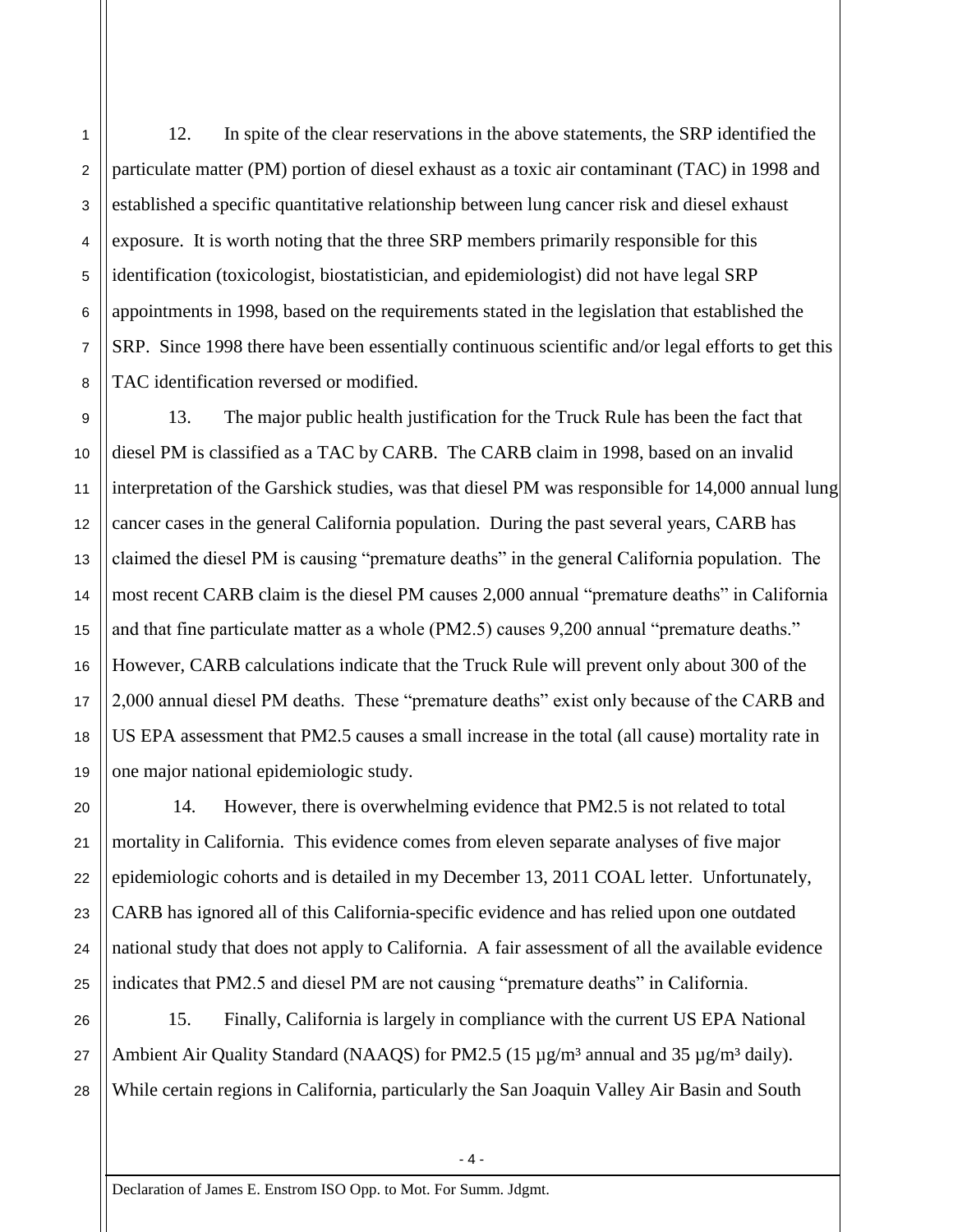12. In spite of the clear reservations in the above statements, the SRP identified the particulate matter (PM) portion of diesel exhaust as a toxic air contaminant (TAC) in 1998 and established a specific quantitative relationship between lung cancer risk and diesel exhaust exposure. It is worth noting that the three SRP members primarily responsible for this identification (toxicologist, biostatistician, and epidemiologist) did not have legal SRP appointments in 1998, based on the requirements stated in the legislation that established the SRP. Since 1998 there have been essentially continuous scientific and/or legal efforts to get this TAC identification reversed or modified.

13. The major public health justification for the Truck Rule has been the fact that diesel PM is classified as a TAC by CARB. The CARB claim in 1998, based on an invalid interpretation of the Garshick studies, was that diesel PM was responsible for 14,000 annual lung cancer cases in the general California population. During the past several years, CARB has claimed the diesel PM is causing "premature deaths" in the general California population. The most recent CARB claim is the diesel PM causes 2,000 annual "premature deaths" in California and that fine particulate matter as a whole (PM2.5) causes 9,200 annual "premature deaths." However, CARB calculations indicate that the Truck Rule will prevent only about 300 of the 2,000 annual diesel PM deaths. These "premature deaths" exist only because of the CARB and US EPA assessment that PM2.5 causes a small increase in the total (all cause) mortality rate in one major national epidemiologic study.

14. However, there is overwhelming evidence that PM2.5 is not related to total mortality in California. This evidence comes from eleven separate analyses of five major epidemiologic cohorts and is detailed in my December 13, 2011 COAL letter. Unfortunately, CARB has ignored all of this California-specific evidence and has relied upon one outdated national study that does not apply to California. A fair assessment of all the available evidence indicates that PM2.5 and diesel PM are not causing "premature deaths" in California.

15. Finally, California is largely in compliance with the current US EPA National Ambient Air Quality Standard (NAAQS) for PM2.5 (15 µg/m³ annual and 35 µg/m³ daily). While certain regions in California, particularly the San Joaquin Valley Air Basin and South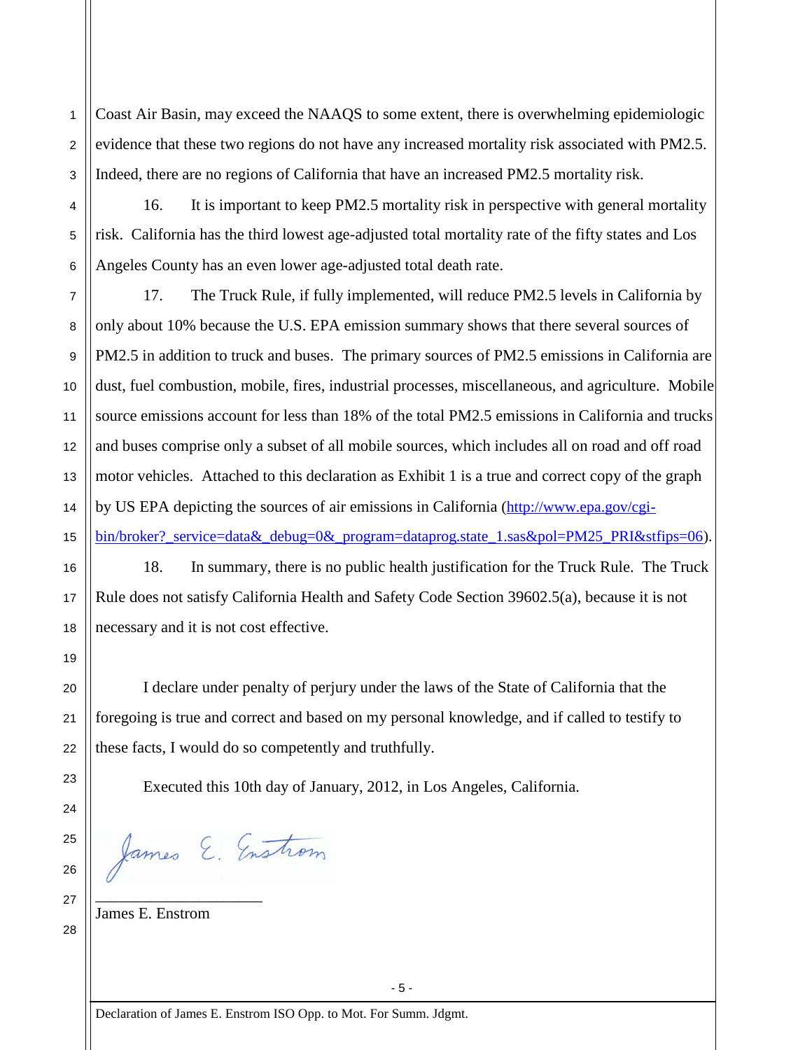Coast Air Basin, may exceed the NAAQS to some extent, there is overwhelming epidemiologic evidence that these two regions do not have any increased mortality risk associated with PM2.5. Indeed, there are no regions of California that have an increased PM2.5 mortality risk.

16. It is important to keep PM2.5 mortality risk in perspective with general mortality risk. California has the third lowest age-adjusted total mortality rate of the fifty states and Los Angeles County has an even lower age-adjusted total death rate.

17. The Truck Rule, if fully implemented, will reduce PM2.5 levels in California by only about 10% because the U.S. EPA emission summary shows that there several sources of PM2.5 in addition to truck and buses. The primary sources of PM2.5 emissions in California are dust, fuel combustion, mobile, fires, industrial processes, miscellaneous, and agriculture. Mobile source emissions account for less than 18% of the total PM2.5 emissions in California and trucks and buses comprise only a subset of all mobile sources, which includes all on road and off road motor vehicles. Attached to this declaration as Exhibit 1 is a true and correct copy of the graph by US EPA depicting the sources of air emissions in California (http://www.epa.gov/cgi-bin/broker?_service=data&_debug=0&_program=dataprog.state_1.sas&pol=PM25_PRI&stfips=06).

18. In summary, there is no public health justification for the Truck Rule. The Truck Rule does not satisfy California Health and Safety Code Section 39602.5(a), because it is not necessary and it is not cost effective.

I declare under penalty of perjury under the laws of the State of California that the foregoing is true and correct and based on my personal knowledge, and if called to testify to these facts, I would do so competently and truthfully.

Executed this 10th day of January, 2012, in Los Angeles, California.

James E. Enstrom

James E. Enstrom

Declaration of James E. Enstrom ISO Opp. to Mot. For Summ. Jdgmt.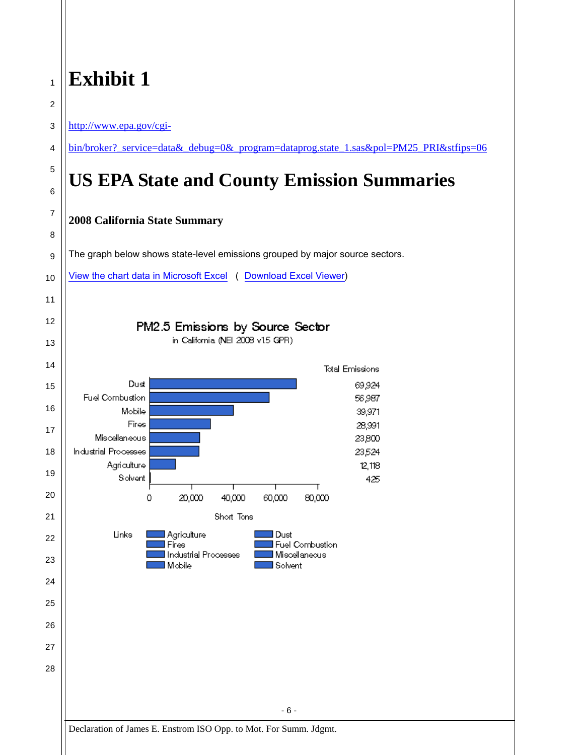# Exhibit 1

http://www.epa.gov/cgi-bin/broker?_service=data&_debug=0&_program=dataprog.state_1.sas&pol=PM25_PRI&stfips=06

# US EPA State and County Emission Summaries

### 2008 California State Summary

The graph below shows state-level emissions grouped by major source sectors.

View the chart data in Microsoft Excel ( Download Excel Viewer)

PM2.5 Emissions by Source Sector
in California (NEI 2008 v1.5 GPR)

Total Emissions

Dust 69,924
Fuel Combustion 56,987
Mobile 39,971
Fires 28,991
Miscellaneous 23,800
Industrial Processes 23,524
Agriculture 12,118
Solvent 425

0 20,000 40,000 60,000 80,000

Short Tons

Links: Agriculture, Fires, Industrial Processes, Mobile, Dust, Fuel Combustion, Miscellaneous, Solvent

Declaration of James E. Enstrom ISO Opp. to Mot. For Summ. Jdgmt.